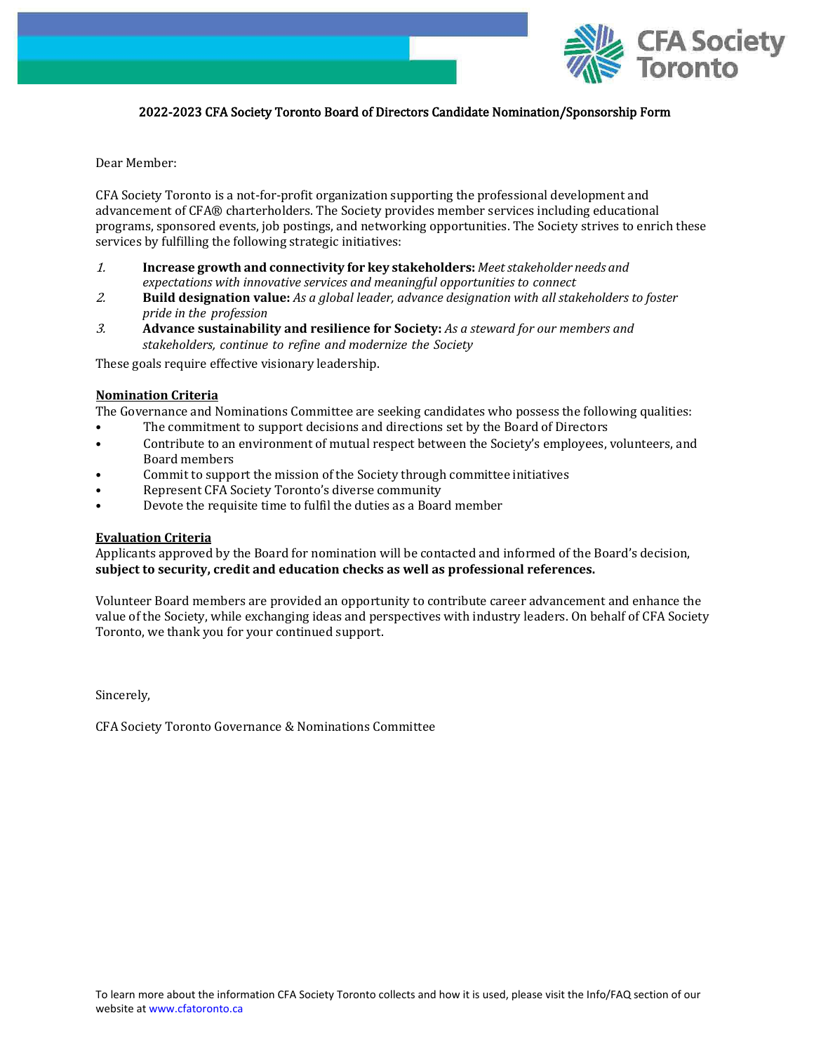## 2022-2023 CFA Society Toronto Board of Directors Candidate Nomination/Sponsorship Form

Dear Member:

CFA Society Toronto is a not-for-profit organization supporting the professional development and advancement of CFA® charterholders. The Society provides member services including educational programs, sponsored events, job postings, and networking opportunities. The Society strives to enrich these services by fulfilling the following strategic initiatives:

1. **Increase growth and connectivity for key stakeholders:** *Meet stakeholder needs and expectations with innovative services and meaningful opportunities to connect*
2. **Build designation value:** *As a global leader, advance designation with all stakeholders to foster pride in the profession*
3. **Advance sustainability and resilience for Society:** *As a steward for our members and stakeholders, continue to refine and modernize the Society*

These goals require effective visionary leadership.

**<u>Nomination Criteria</u>**

The Governance and Nominations Committee are seeking candidates who possess the following qualities:

- The commitment to support decisions and directions set by the Board of Directors
- Contribute to an environment of mutual respect between the Society's employees, volunteers, and Board members
- Commit to support the mission of the Society through committee initiatives
- Represent CFA Society Toronto's diverse community
- Devote the requisite time to fulfil the duties as a Board member

**<u>Evaluation Criteria</u>**

Applicants approved by the Board for nomination will be contacted and informed of the Board's decision, **subject to security, credit and education checks as well as professional references.**

Volunteer Board members are provided an opportunity to contribute career advancement and enhance the value of the Society, while exchanging ideas and perspectives with industry leaders. On behalf of CFA Society Toronto, we thank you for your continued support.

Sincerely,

CFA Society Toronto Governance & Nominations Committee

To learn more about the information CFA Society Toronto collects and how it is used, please visit the Info/FAQ section of our website at www.cfatoronto.ca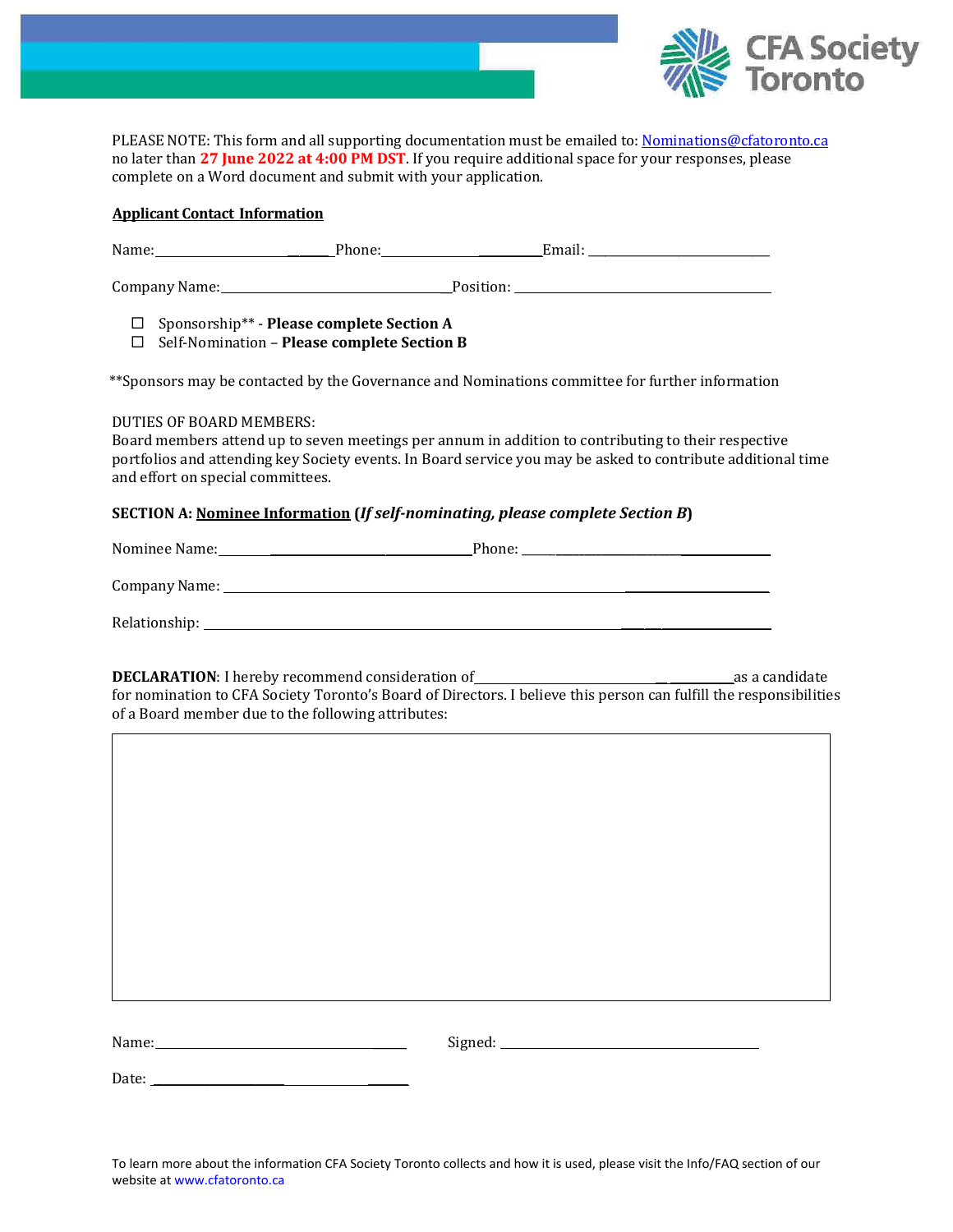PLEASE NOTE: This form and all supporting documentation must be emailed to: Nominations@cfatoronto.ca no later than **27 June 2022 at 4:00 PM DST**. If you require additional space for your responses, please complete on a Word document and submit with your application.

**Applicant Contact Information**

Name:\_\_\_\_\_\_\_\_\_\_\_\_\_\_\_\_\_\_\_\_\_\_\_\_\_\_\_ Phone:\_\_\_\_\_\_\_\_\_\_\_\_\_\_\_\_\_\_\_\_\_\_\_ Email: \_\_\_\_\_\_\_\_\_\_\_\_\_\_\_\_\_\_\_\_\_\_\_\_\_\_\_\_

Company Name:\_\_\_\_\_\_\_\_\_\_\_\_\_\_\_\_\_\_\_\_\_\_\_\_\_\_\_\_\_\_\_\_\_\_\_\_ Position: \_\_\_\_\_\_\_\_\_\_\_\_\_\_\_\_\_\_\_\_\_\_\_\_\_\_\_\_\_\_\_\_\_\_\_\_\_\_\_\_\_

- ☐ Sponsorship** - **Please complete Section A**
- ☐ Self-Nomination – **Please complete Section B**

**Sponsors may be contacted by the Governance and Nominations committee for further information

DUTIES OF BOARD MEMBERS:
Board members attend up to seven meetings per annum in addition to contributing to their respective portfolios and attending key Society events. In Board service you may be asked to contribute additional time and effort on special committees.

**SECTION A: Nominee Information (*If self-nominating, please complete Section B*)**

Nominee Name:\_\_\_\_\_\_\_\_\_\_\_\_\_\_\_\_\_\_\_\_\_\_\_\_\_\_\_\_\_\_\_\_\_\_\_ Phone: \_\_\_\_\_\_\_\_\_\_\_\_\_\_\_\_\_\_\_\_\_\_\_\_\_\_\_\_\_\_\_\_\_\_\_\_\_\_\_

Company Name: \_\_\_\_\_\_\_\_\_\_\_\_\_\_\_\_\_\_\_\_\_\_\_\_\_\_\_\_\_\_\_\_\_\_\_\_\_\_\_\_\_\_\_\_\_\_\_\_\_\_\_\_\_\_\_\_\_\_\_\_\_\_\_\_\_\_\_\_\_\_\_\_\_\_\_\_\_\_\_\_\_

Relationship: \_\_\_\_\_\_\_\_\_\_\_\_\_\_\_\_\_\_\_\_\_\_\_\_\_\_\_\_\_\_\_\_\_\_\_\_\_\_\_\_\_\_\_\_\_\_\_\_\_\_\_\_\_\_\_\_\_\_\_\_\_\_\_\_\_\_\_\_\_\_\_\_\_\_\_\_\_\_\_\_\_\_

**DECLARATION**: I hereby recommend consideration of\_\_\_\_\_\_\_\_\_\_\_\_\_\_\_\_\_\_\_\_\_\_\_\_\_\_\_\_\_\_\_\_\_\_\_\_\_\_\_as a candidate for nomination to CFA Society Toronto's Board of Directors. I believe this person can fulfill the responsibilities of a Board member due to the following attributes:

| |
|---|
| |

Name:\_\_\_\_\_\_\_\_\_\_\_\_\_\_\_\_\_\_\_\_\_\_\_\_\_\_\_\_\_\_\_\_\_\_\_\_\_\_\_ Signed: \_\_\_\_\_\_\_\_\_\_\_\_\_\_\_\_\_\_\_\_\_\_\_\_\_\_\_\_\_\_\_\_\_\_\_\_\_\_\_\_\_\_

Date: \_\_\_\_\_\_\_\_\_\_\_\_\_\_\_\_\_\_\_\_\_\_\_\_\_\_\_\_\_\_\_\_\_\_\_\_\_\_\_\_

To learn more about the information CFA Society Toronto collects and how it is used, please visit the Info/FAQ section of our website at www.cfatoronto.ca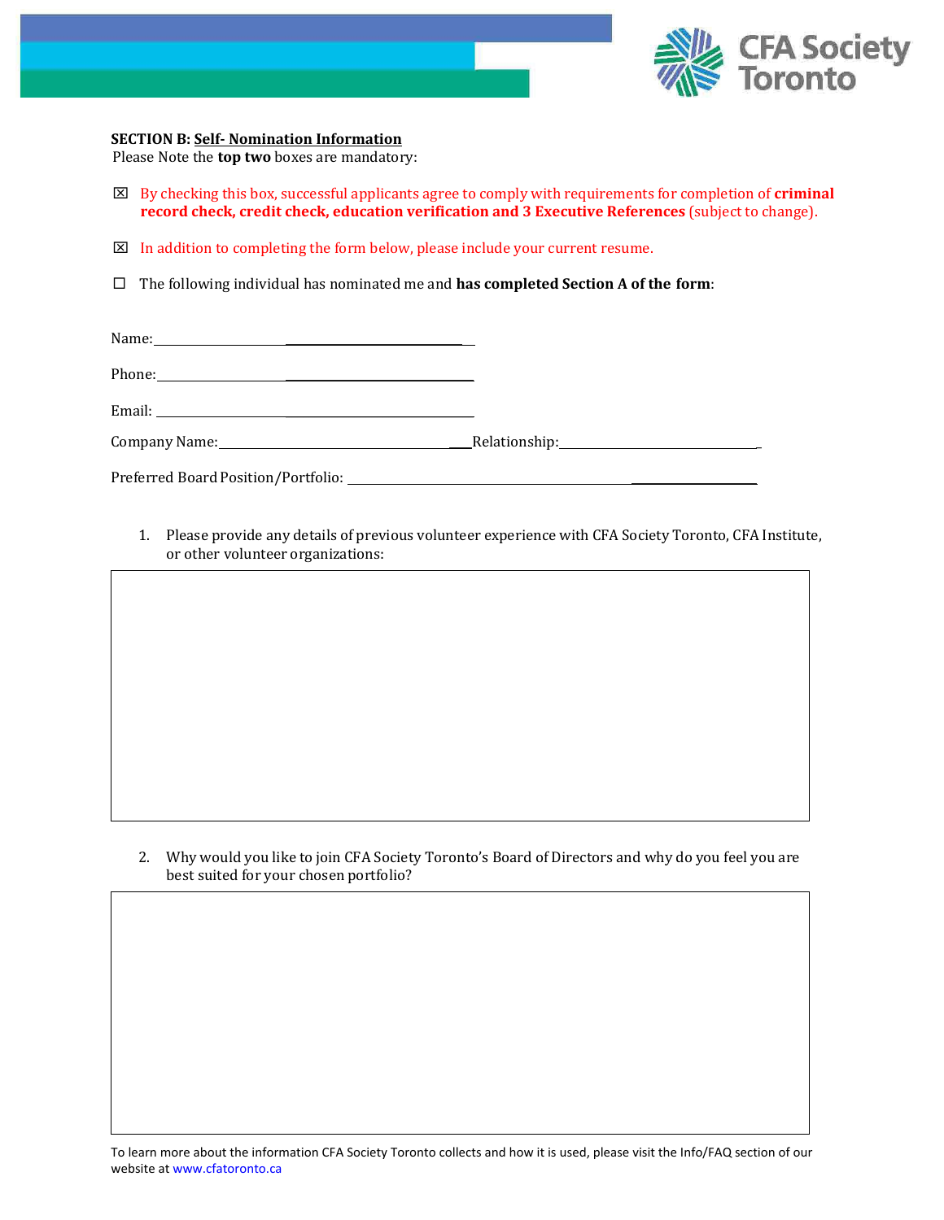**SECTION B:** **Self- Nomination Information**

Please Note the **top two** boxes are mandatory:

☒ By checking this box, successful applicants agree to comply with requirements for completion of **criminal record check, credit check, education verification and 3 Executive References** (subject to change).

☒ In addition to completing the form below, please include your current resume.

☐ The following individual has nominated me and **has completed Section A of the form**:

Name: ______________________________

Phone: ______________________________

Email: ______________________________

Company Name: ______________________________ Relationship: ______________________________

Preferred Board Position/Portfolio: ______________________________

1. Please provide any details of previous volunteer experience with CFA Society Toronto, CFA Institute, or other volunteer organizations:

| |
|---|
| |

2. Why would you like to join CFA Society Toronto's Board of Directors and why do you feel you are best suited for your chosen portfolio?

| |
|---|
| |

To learn more about the information CFA Society Toronto collects and how it is used, please visit the Info/FAQ section of our website at www.cfatoronto.ca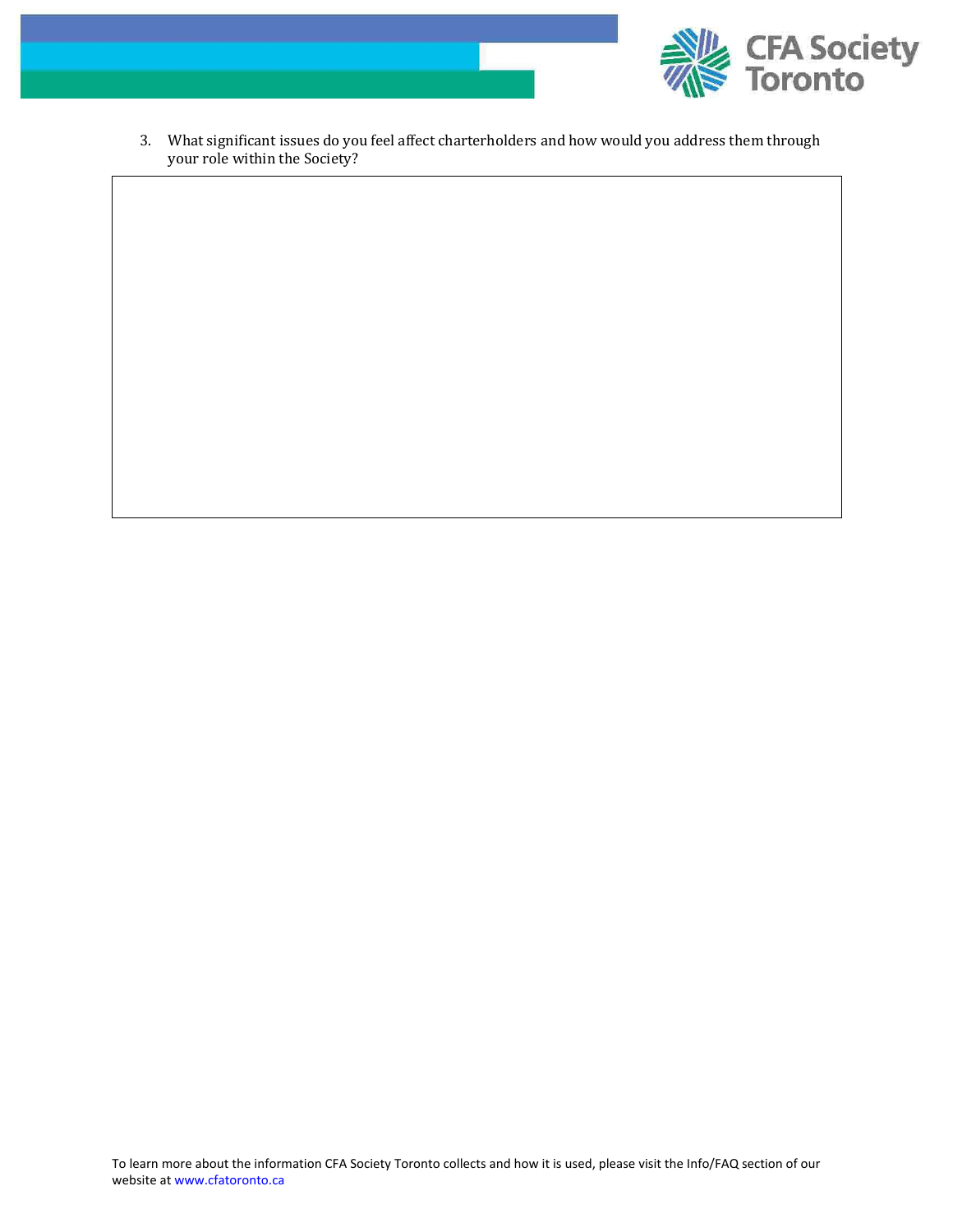3. What significant issues do you feel affect charterholders and how would you address them through your role within the Society?

To learn more about the information CFA Society Toronto collects and how it is used, please visit the Info/FAQ section of our website at www.cfatoronto.ca